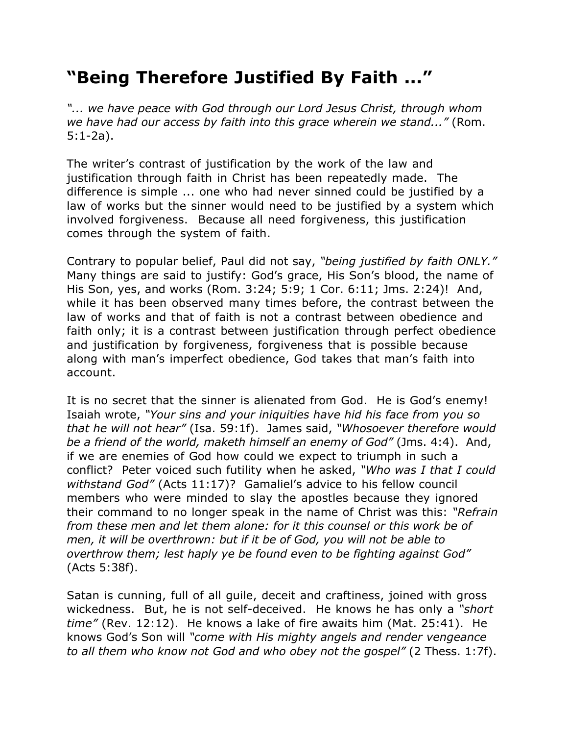# “Being Therefore Justified By Faith ...”

*“... we have peace with God through our Lord Jesus Christ, through whom we have had our access by faith into this grace wherein we stand...”* (Rom. 5:1-2a).

The writer’s contrast of justification by the work of the law and justification through faith in Christ has been repeatedly made. The difference is simple ... one who had never sinned could be justified by a law of works but the sinner would need to be justified by a system which involved forgiveness. Because all need forgiveness, this justification comes through the system of faith.

Contrary to popular belief, Paul did not say, *“being justified by faith ONLY.”* Many things are said to justify: God’s grace, His Son’s blood, the name of His Son, yes, and works (Rom. 3:24; 5:9; 1 Cor. 6:11; Jms. 2:24)! And, while it has been observed many times before, the contrast between the law of works and that of faith is not a contrast between obedience and faith only; it is a contrast between justification through perfect obedience and justification by forgiveness, forgiveness that is possible because along with man’s imperfect obedience, God takes that man’s faith into account.

It is no secret that the sinner is alienated from God. He is God’s enemy! Isaiah wrote, *“Your sins and your iniquities have hid his face from you so that he will not hear”* (Isa. 59:1f). James said, *“Whosoever therefore would be a friend of the world, maketh himself an enemy of God”* (Jms. 4:4). And, if we are enemies of God how could we expect to triumph in such a conflict? Peter voiced such futility when he asked, *“Who was I that I could withstand God”* (Acts 11:17)? Gamaliel’s advice to his fellow council members who were minded to slay the apostles because they ignored their command to no longer speak in the name of Christ was this: *“Refrain from these men and let them alone: for it this counsel or this work be of men, it will be overthrown: but if it be of God, you will not be able to overthrow them; lest haply ye be found even to be fighting against God”* (Acts 5:38f).

Satan is cunning, full of all guile, deceit and craftiness, joined with gross wickedness. But, he is not self-deceived. He knows he has only a *“short time”* (Rev. 12:12). He knows a lake of fire awaits him (Mat. 25:41). He knows God’s Son will *“come with His mighty angels and render vengeance to all them who know not God and who obey not the gospel”* (2 Thess. 1:7f).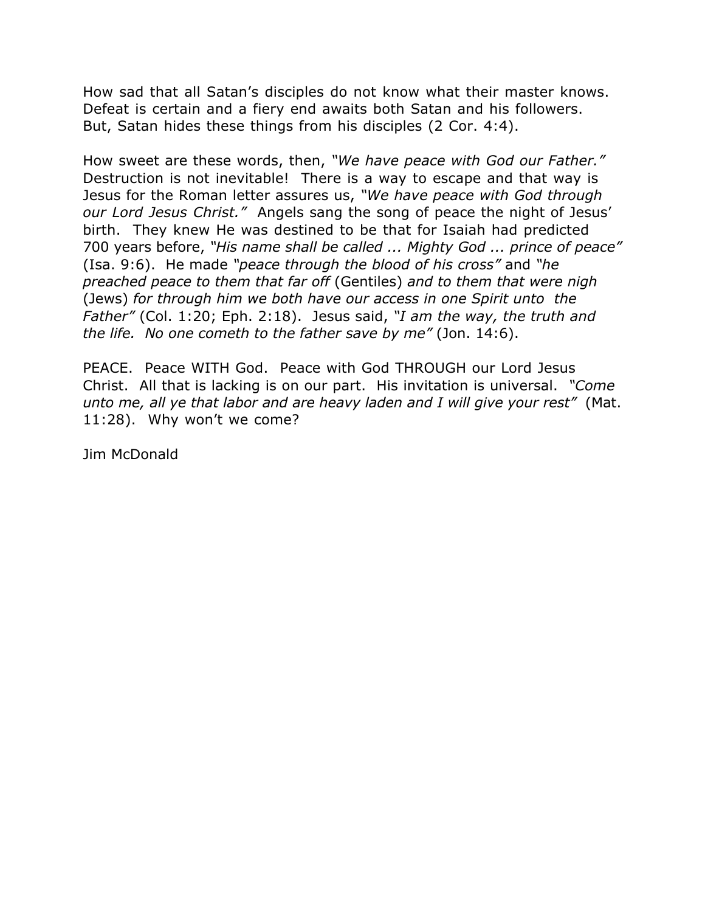How sad that all Satan's disciples do not know what their master knows. Defeat is certain and a fiery end awaits both Satan and his followers. But, Satan hides these things from his disciples (2 Cor. 4:4).

How sweet are these words, then, *"We have peace with God our Father."* Destruction is not inevitable! There is a way to escape and that way is Jesus for the Roman letter assures us, *"We have peace with God through our Lord Jesus Christ."* Angels sang the song of peace the night of Jesus' birth. They knew He was destined to be that for Isaiah had predicted 700 years before, *"His name shall be called ... Mighty God ... prince of peace"* (Isa. 9:6). He made *"peace through the blood of his cross"* and *"he preached peace to them that far off* (Gentiles) *and to them that were nigh* (Jews) *for through him we both have our access in one Spirit unto the Father"* (Col. 1:20; Eph. 2:18). Jesus said, *"I am the way, the truth and the life. No one cometh to the father save by me"* (Jon. 14:6).

PEACE. Peace WITH God. Peace with God THROUGH our Lord Jesus Christ. All that is lacking is on our part. His invitation is universal. *"Come unto me, all ye that labor and are heavy laden and I will give your rest"* (Mat. 11:28). Why won't we come?

Jim McDonald